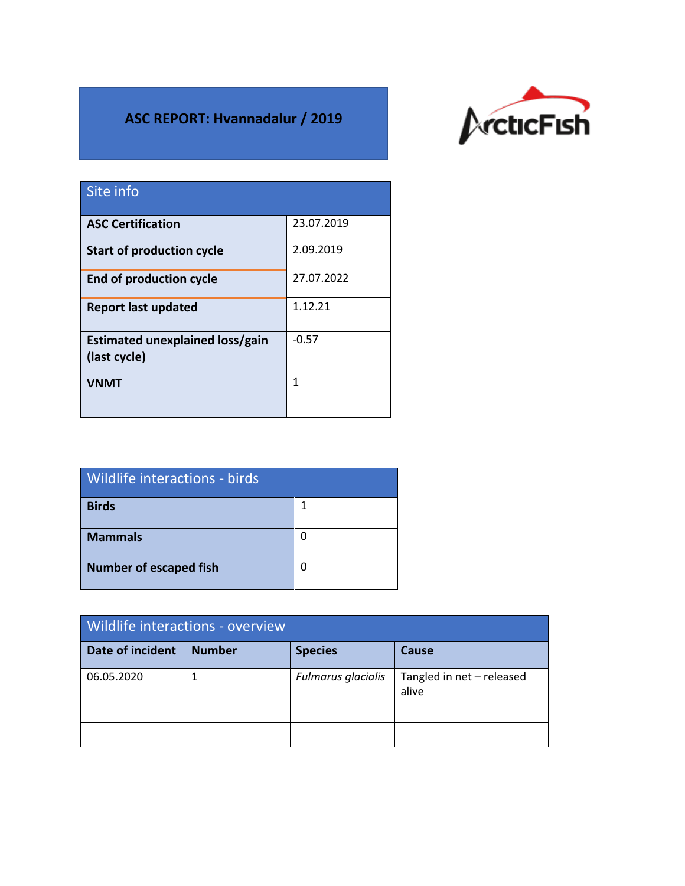# ASC REPORT: Hvannadalur / 2019

ArcticFish

| Site info | |
|---|---|
| **ASC Certification** | 23.07.2019 |
| **Start of production cycle** | 2.09.2019 |
| **End of production cycle** | 27.07.2022 |
| **Report last updated** | 1.12.21 |
| **Estimated unexplained loss/gain (last cycle)** | -0.57 |
| **VNMT** | 1 |

| Wildlife interactions - birds | |
|---|---|
| **Birds** | 1 |
| **Mammals** | 0 |
| **Number of escaped fish** | 0 |

| Wildlife interactions - overview | | | |
|---|---|---|---|
| **Date of incident** | **Number** | **Species** | **Cause** |
| 06.05.2020 | 1 | *Fulmarus glacialis* | Tangled in net – released alive |
| | | | |
| | | | |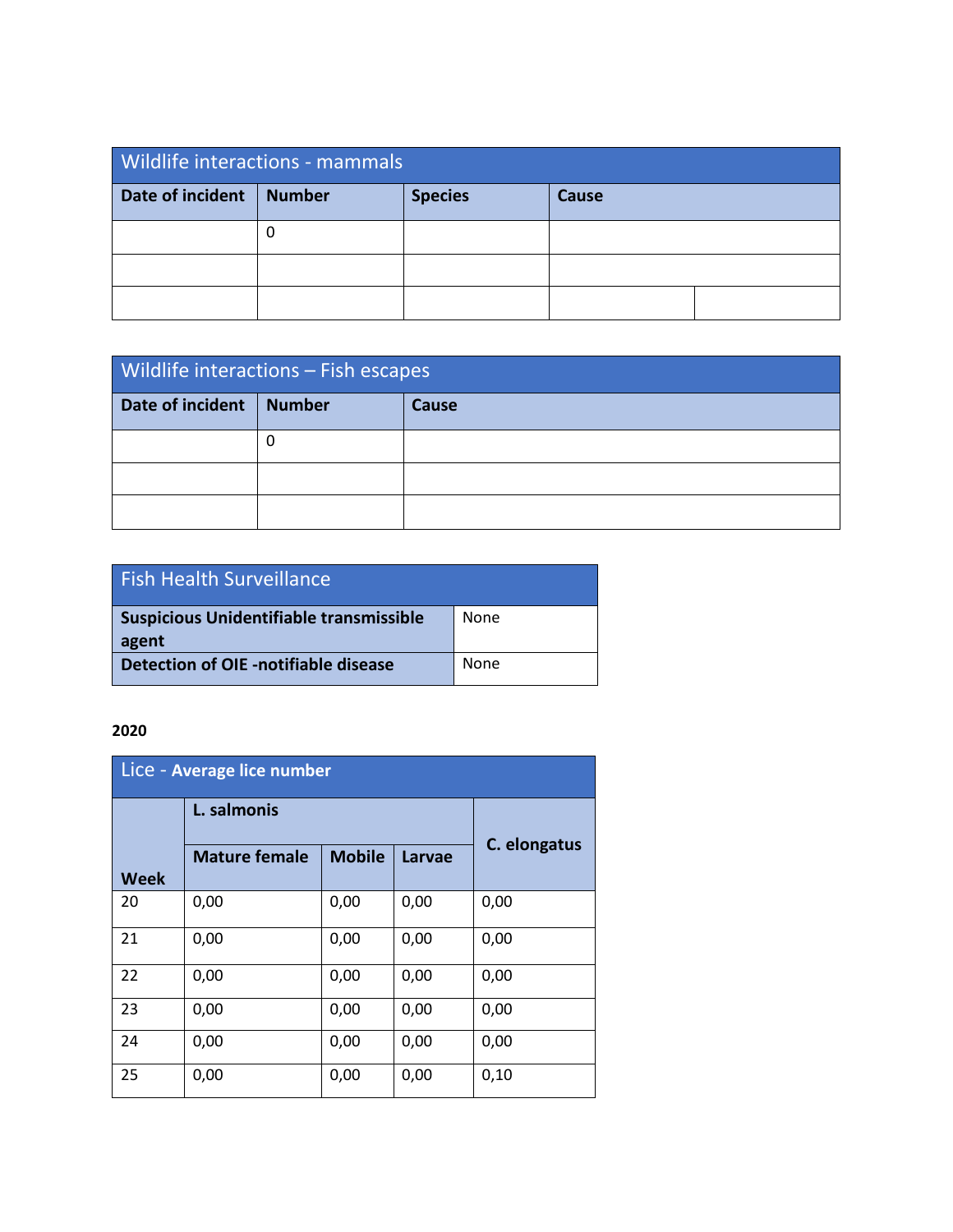| Wildlife interactions - mammals | | | |
|---|---|---|---|
| **Date of incident** | **Number** | **Species** | **Cause** |
| | 0 | | |
| | | | |
| | | | |

| Wildlife interactions – Fish escapes | | |
|---|---|---|
| **Date of incident** | **Number** | **Cause** |
| | 0 | |
| | | |
| | | |

| Fish Health Surveillance | |
|---|---|
| **Suspicious Unidentifiable transmissible agent** | None |
| **Detection of OIE -notifiable disease** | None |

**2020**

| Lice - **Average lice number** | | | | |
|---|---|---|---|---|
| | **L. salmonis** | | | **C. elongatus** |
| **Week** | **Mature female** | **Mobile** | **Larvae** | |
| 20 | 0,00 | 0,00 | 0,00 | 0,00 |
| 21 | 0,00 | 0,00 | 0,00 | 0,00 |
| 22 | 0,00 | 0,00 | 0,00 | 0,00 |
| 23 | 0,00 | 0,00 | 0,00 | 0,00 |
| 24 | 0,00 | 0,00 | 0,00 | 0,00 |
| 25 | 0,00 | 0,00 | 0,00 | 0,10 |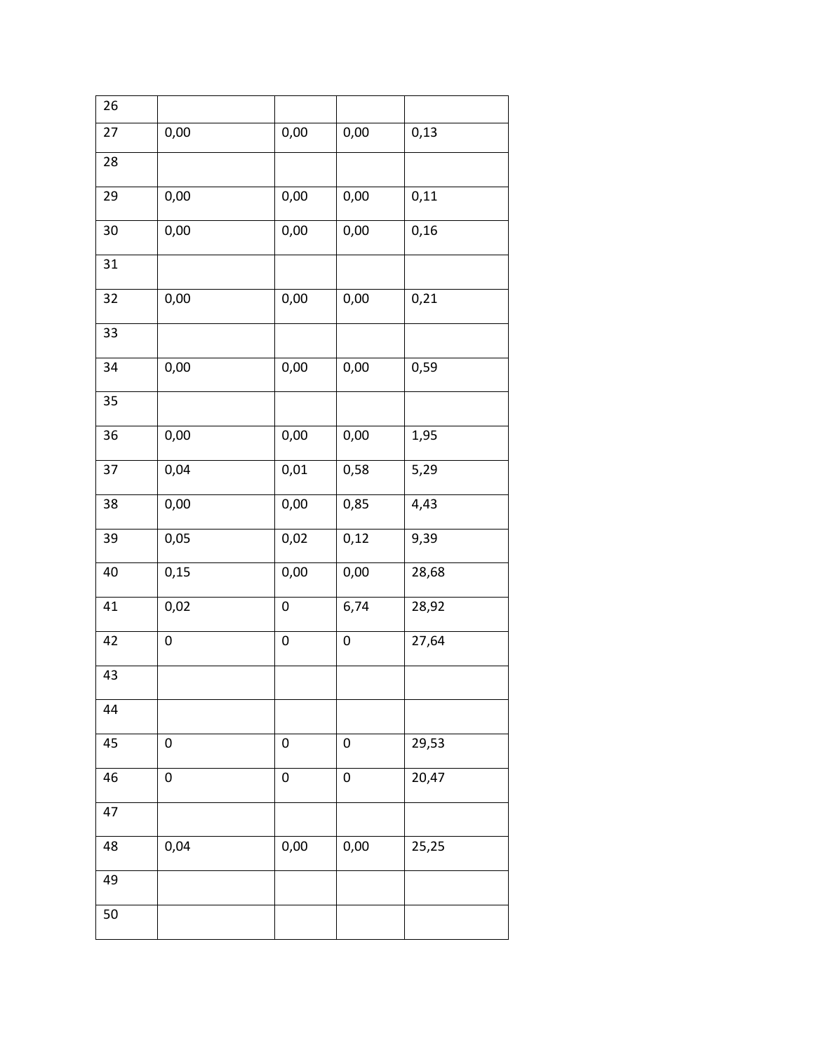| 26 | | | | |
|---|---|---|---|---|
| 27 | 0,00 | 0,00 | 0,00 | 0,13 |
| 28 | | | | |
| 29 | 0,00 | 0,00 | 0,00 | 0,11 |
| 30 | 0,00 | 0,00 | 0,00 | 0,16 |
| 31 | | | | |
| 32 | 0,00 | 0,00 | 0,00 | 0,21 |
| 33 | | | | |
| 34 | 0,00 | 0,00 | 0,00 | 0,59 |
| 35 | | | | |
| 36 | 0,00 | 0,00 | 0,00 | 1,95 |
| 37 | 0,04 | 0,01 | 0,58 | 5,29 |
| 38 | 0,00 | 0,00 | 0,85 | 4,43 |
| 39 | 0,05 | 0,02 | 0,12 | 9,39 |
| 40 | 0,15 | 0,00 | 0,00 | 28,68 |
| 41 | 0,02 | 0 | 6,74 | 28,92 |
| 42 | 0 | 0 | 0 | 27,64 |
| 43 | | | | |
| 44 | | | | |
| 45 | 0 | 0 | 0 | 29,53 |
| 46 | 0 | 0 | 0 | 20,47 |
| 47 | | | | |
| 48 | 0,04 | 0,00 | 0,00 | 25,25 |
| 49 | | | | |
| 50 | | | | |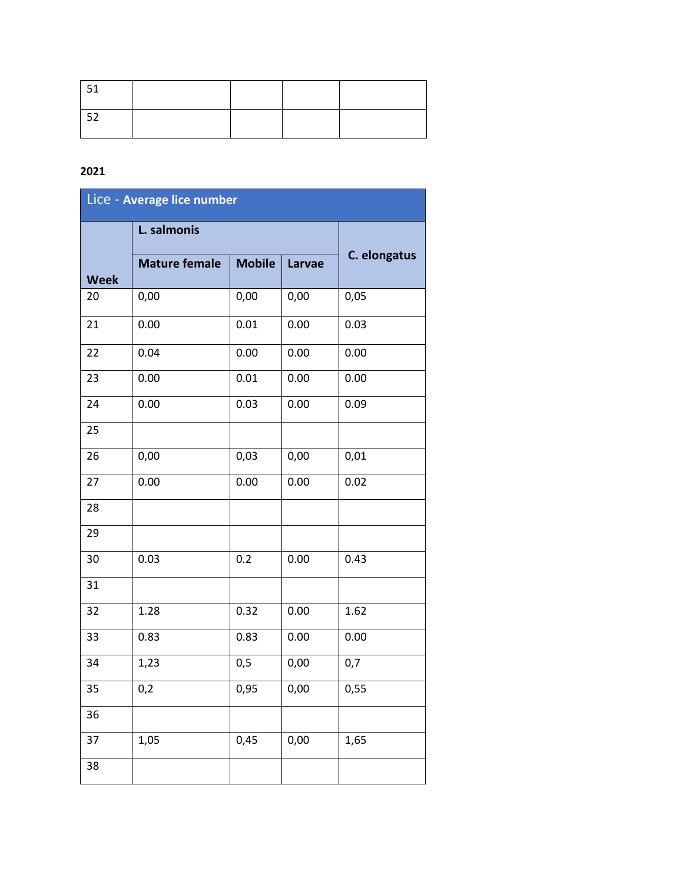| 51 | | | | |
|---|---|---|---|---|
| 52 | | | | |

**2021**

| Lice - **Average lice number** | | | | |
|---|---|---|---|---|
| **Week** | **L. salmonis** | | | **C. elongatus** |
| | **Mature female** | **Mobile** | **Larvae** | |
| 20 | 0,00 | 0,00 | 0,00 | 0,05 |
| 21 | 0.00 | 0.01 | 0.00 | 0.03 |
| 22 | 0.04 | 0.00 | 0.00 | 0.00 |
| 23 | 0.00 | 0.01 | 0.00 | 0.00 |
| 24 | 0.00 | 0.03 | 0.00 | 0.09 |
| 25 | | | | |
| 26 | 0,00 | 0,03 | 0,00 | 0,01 |
| 27 | 0.00 | 0.00 | 0.00 | 0.02 |
| 28 | | | | |
| 29 | | | | |
| 30 | 0.03 | 0.2 | 0.00 | 0.43 |
| 31 | | | | |
| 32 | 1.28 | 0.32 | 0.00 | 1.62 |
| 33 | 0.83 | 0.83 | 0.00 | 0.00 |
| 34 | 1,23 | 0,5 | 0,00 | 0,7 |
| 35 | 0,2 | 0,95 | 0,00 | 0,55 |
| 36 | | | | |
| 37 | 1,05 | 0,45 | 0,00 | 1,65 |
| 38 | | | | |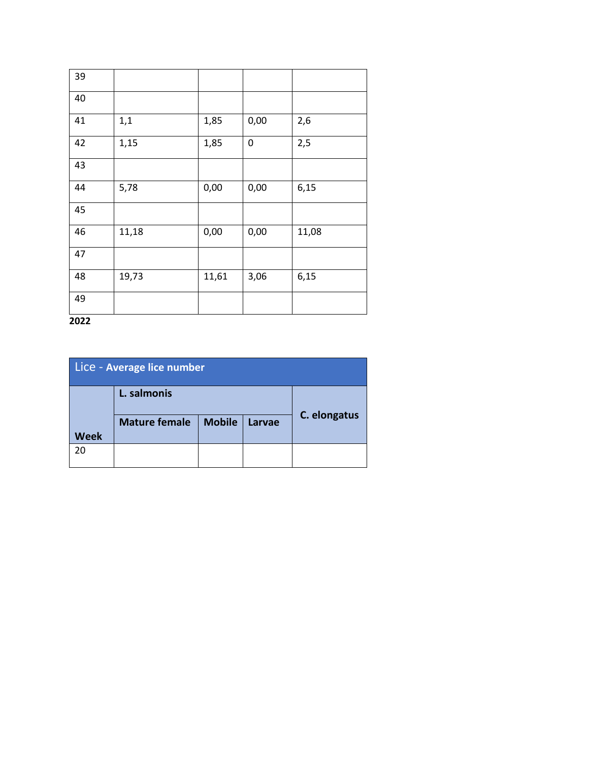| | | | | |
|---|---|---|---|---|
| 39 | | | | |
| 40 | | | | |
| 41 | 1,1 | 1,85 | 0,00 | 2,6 |
| 42 | 1,15 | 1,85 | 0 | 2,5 |
| 43 | | | | |
| 44 | 5,78 | 0,00 | 0,00 | 6,15 |
| 45 | | | | |
| 46 | 11,18 | 0,00 | 0,00 | 11,08 |
| 47 | | | | |
| 48 | 19,73 | 11,61 | 3,06 | 6,15 |
| 49 | | | | |

**2022**

| Lice - **Average lice number** | | | | |
|---|---|---|---|---|
| | **L. salmonis** | | | **C. elongatus** |
| **Week** | **Mature female** | **Mobile** | **Larvae** | |
| 20 | | | | |